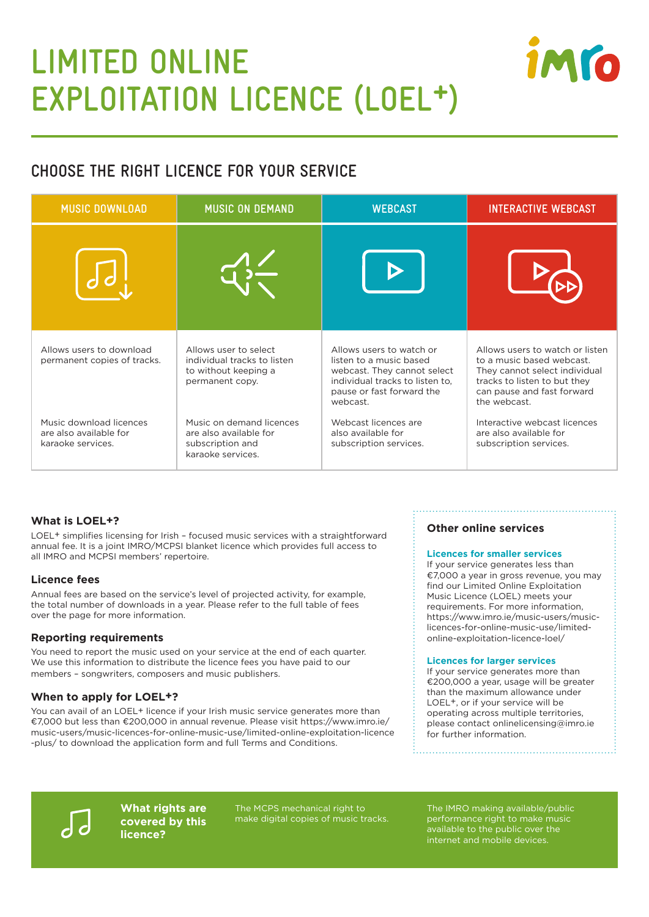# LIMITED ONLINE EXPLOITATION LICENCE (LOEL+)

## CHOOSE THE RIGHT LICENCE FOR YOUR SERVICE

| MUSIC DOWNLOAD | MUSIC ON DEMAND | WEBCAST | INTERACTIVE WEBCAST |
|---|---|---|---|
| Allows users to download permanent copies of tracks. | Allows user to select individual tracks to listen to without keeping a permanent copy. | Allows users to watch or listen to a music based webcast. They cannot select individual tracks to listen to, pause or fast forward the webcast. | Allows users to watch or listen to a music based webcast. They cannot select individual tracks to listen to but they can pause and fast forward the webcast. |
| Music download licences are also available for karaoke services. | Music on demand licences are also available for subscription and karaoke services. | Webcast licences are also available for subscription services. | Interactive webcast licences are also available for subscription services. |

### What is LOEL+?

LOEL+ simplifies licensing for Irish – focused music services with a straightforward annual fee. It is a joint IMRO/MCPSI blanket licence which provides full access to all IMRO and MCPSI members' repertoire.

### Licence fees

Annual fees are based on the service's level of projected activity, for example, the total number of downloads in a year. Please refer to the full table of fees over the page for more information.

### Reporting requirements

You need to report the music used on your service at the end of each quarter. We use this information to distribute the licence fees you have paid to our members – songwriters, composers and music publishers.

### When to apply for LOEL+?

You can avail of an LOEL+ licence if your Irish music service generates more than €7,000 but less than €200,000 in annual revenue. Please visit https://www.imro.ie/music-users/music-licences-for-online-music-use/limited-online-exploitation-licence-plus/ to download the application form and full Terms and Conditions.

### Other online services

**Licences for smaller services**

If your service generates less than €7,000 a year in gross revenue, you may find our Limited Online Exploitation Music Licence (LOEL) meets your requirements. For more information, https://www.imro.ie/music-users/music-licences-for-online-music-use/limited-online-exploitation-licence-loel/

**Licences for larger services**

If your service generates more than €200,000 a year, usage will be greater than the maximum allowance under LOEL+, or if your service will be operating across multiple territories, please contact onlinelicensing@imro.ie for further information.

**What rights are covered by this licence?**

The MCPS mechanical right to make digital copies of music tracks.

The IMRO making available/public performance right to make music available to the public over the internet and mobile devices.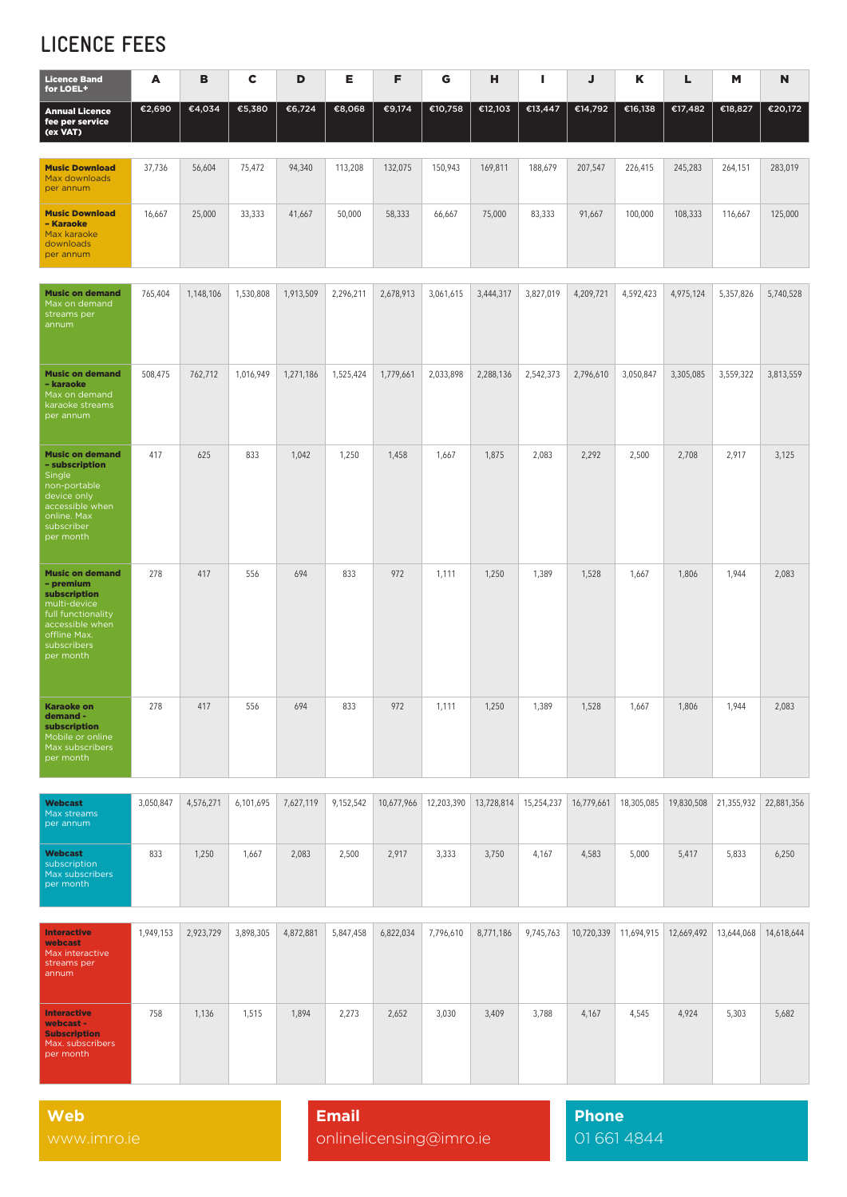# LICENCE FEES

| Licence Band for LOEL+ | A | B | C | D | E | F | G | H | I | J | K | L | M | N |
|---|---|---|---|---|---|---|---|---|---|---|---|---|---|---|
| **Annual Licence fee per service (ex VAT)** | €2,690 | €4,034 | €5,380 | €6,724 | €8,068 | €9,174 | €10,758 | €12,103 | €13,447 | €14,792 | €16,138 | €17,482 | €18,827 | €20,172 |
| **Music Download** Max downloads per annum | 37,736 | 56,604 | 75,472 | 94,340 | 113,208 | 132,075 | 150,943 | 169,811 | 188,679 | 207,547 | 226,415 | 245,283 | 264,151 | 283,019 |
| **Music Download – Karaoke** Max karaoke downloads per annum | 16,667 | 25,000 | 33,333 | 41,667 | 50,000 | 58,333 | 66,667 | 75,000 | 83,333 | 91,667 | 100,000 | 108,333 | 116,667 | 125,000 |
| **Music on demand** Max on demand streams per annum | 765,404 | 1,148,106 | 1,530,808 | 1,913,509 | 2,296,211 | 2,678,913 | 3,061,615 | 3,444,317 | 3,827,019 | 4,209,721 | 4,592,423 | 4,975,124 | 5,357,826 | 5,740,528 |
| **Music on demand – karaoke** Max on demand karaoke streams per annum | 508,475 | 762,712 | 1,016,949 | 1,271,186 | 1,525,424 | 1,779,661 | 2,033,898 | 2,288,136 | 2,542,373 | 2,796,610 | 3,050,847 | 3,305,085 | 3,559,322 | 3,813,559 |
| **Music on demand – subscription** Single non-portable device only accessible when online. Max subscriber per month | 417 | 625 | 833 | 1,042 | 1,250 | 1,458 | 1,667 | 1,875 | 2,083 | 2,292 | 2,500 | 2,708 | 2,917 | 3,125 |
| **Music on demand – premium subscription** multi-device full functionality accessible when offline Max. subscribers per month | 278 | 417 | 556 | 694 | 833 | 972 | 1,111 | 1,250 | 1,389 | 1,528 | 1,667 | 1,806 | 1,944 | 2,083 |
| **Karaoke on demand - subscription** Mobile or online Max subscribers per month | 278 | 417 | 556 | 694 | 833 | 972 | 1,111 | 1,250 | 1,389 | 1,528 | 1,667 | 1,806 | 1,944 | 2,083 |
| **Webcast** Max streams per annum | 3,050,847 | 4,576,271 | 6,101,695 | 7,627,119 | 9,152,542 | 10,677,966 | 12,203,390 | 13,728,814 | 15,254,237 | 16,779,661 | 18,305,085 | 19,830,508 | 21,355,932 | 22,881,356 |
| **Webcast** subscription Max subscribers per month | 833 | 1,250 | 1,667 | 2,083 | 2,500 | 2,917 | 3,333 | 3,750 | 4,167 | 4,583 | 5,000 | 5,417 | 5,833 | 6,250 |
| **Interactive webcast** Max interactive streams per annum | 1,949,153 | 2,923,729 | 3,898,305 | 4,872,881 | 5,847,458 | 6,822,034 | 7,796,610 | 8,771,186 | 9,745,763 | 10,720,339 | 11,694,915 | 12,669,492 | 13,644,068 | 14,618,644 |
| **Interactive webcast - Subscription** Max. subscribers per month | 758 | 1,136 | 1,515 | 1,894 | 2,273 | 2,652 | 3,030 | 3,409 | 3,788 | 4,167 | 4,545 | 4,924 | 5,303 | 5,682 |

**Web**
www.imro.ie

**Email**
onlinelicensing@imro.ie

**Phone**
01 661 4844